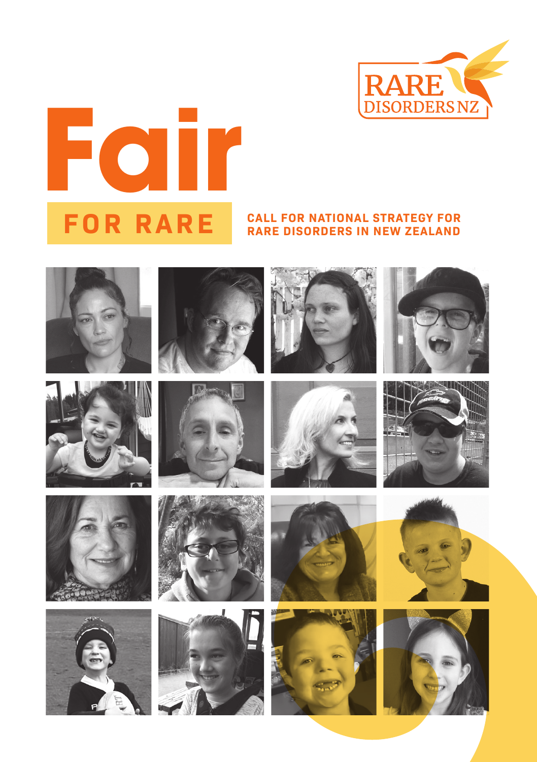RARE DISORDERS NZ

# Fair

## FOR RARE

**CALL FOR NATIONAL STRATEGY FOR RARE DISORDERS IN NEW ZEALAND**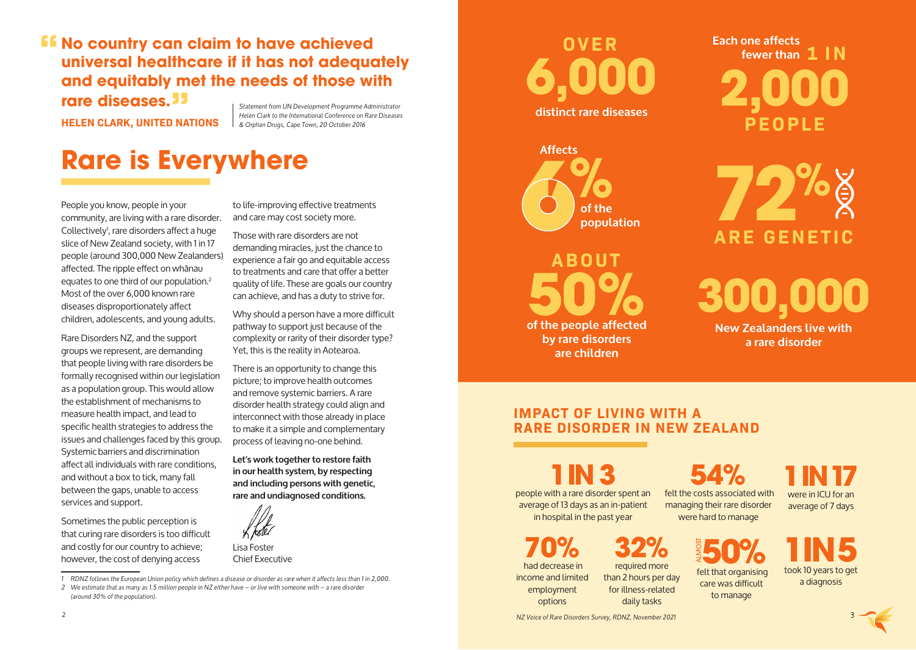> **"No country can claim to have achieved universal healthcare if it has not adequately and equitably met the needs of those with rare diseases."**
>
> **HELEN CLARK, UNITED NATIONS**
>
> *Statement from UN Development Programme Administrator Helen Clark to the International Conference on Rare Diseases & Orphan Drugs, Cape Town, 20 October 2016*

# Rare is Everywhere

People you know, people in your community, are living with a rare disorder. Collectively[1], rare disorders affect a huge slice of New Zealand society, with 1 in 17 people (around 300,000 New Zealanders) affected. The ripple effect on whānau equates to one third of our population.[2] Most of the over 6,000 known rare diseases disproportionately affect children, adolescents, and young adults.

Rare Disorders NZ, and the support groups we represent, are demanding that people living with rare disorders be formally recognised within our legislation as a population group. This would allow the establishment of mechanisms to measure health impact, and lead to specific health strategies to address the issues and challenges faced by this group. Systemic barriers and discrimination affect all individuals with rare conditions, and without a box to tick, many fall between the gaps, unable to access services and support.

Sometimes the public perception is that curing rare disorders is too difficult and costly for our country to achieve; however, the cost of denying access to life-improving effective treatments and care may cost society more.

Those with rare disorders are not demanding miracles, just the chance to experience a fair go and equitable access to treatments and care that offer a better quality of life. These are goals our country can achieve, and has a duty to strive for.

Why should a person have a more difficult pathway to support just because of the complexity or rarity of their disorder type? Yet, this is the reality in Aotearoa.

There is an opportunity to change this picture; to improve health outcomes and remove systemic barriers. A rare disorder health strategy could align and interconnect with those already in place to make it a simple and complementary process of leaving no-one behind.

**Let's work together to restore faith in our health system, by respecting and including persons with genetic, rare and undiagnosed conditions.**

Lisa Foster
Chief Executive

1 RDNZ follows the European Union policy which defines a disease or disorder as rare when it affects less than 1 in 2,000.

2 We estimate that as many as 1.5 million people in NZ either have – or live with someone with – a rare disorder (around 30% of the population).

**OVER 6,000** distinct rare diseases

**Each one affects fewer than 1 IN 2,000 PEOPLE**

**Affects 6% of the population**

**72% ARE GENETIC**

**ABOUT 50%** of the people affected by rare disorders are children

**300,000** New Zealanders live with a rare disorder

## IMPACT OF LIVING WITH A RARE DISORDER IN NEW ZEALAND

**1 IN 3** people with a rare disorder spent an average of 13 days as an in-patient in hospital in the past year

**54%** felt the costs associated with managing their rare disorder were hard to manage

**1 IN 17** were in ICU for an average of 7 days

**70%** had decrease in income and limited employment options

**32%** required more than 2 hours per day for illness-related daily tasks

**ALMOST 50%** felt that organising care was difficult to manage

**1 IN 5** took 10 years to get a diagnosis

*NZ Voice of Rare Disorders Survey, RDNZ, November 2021*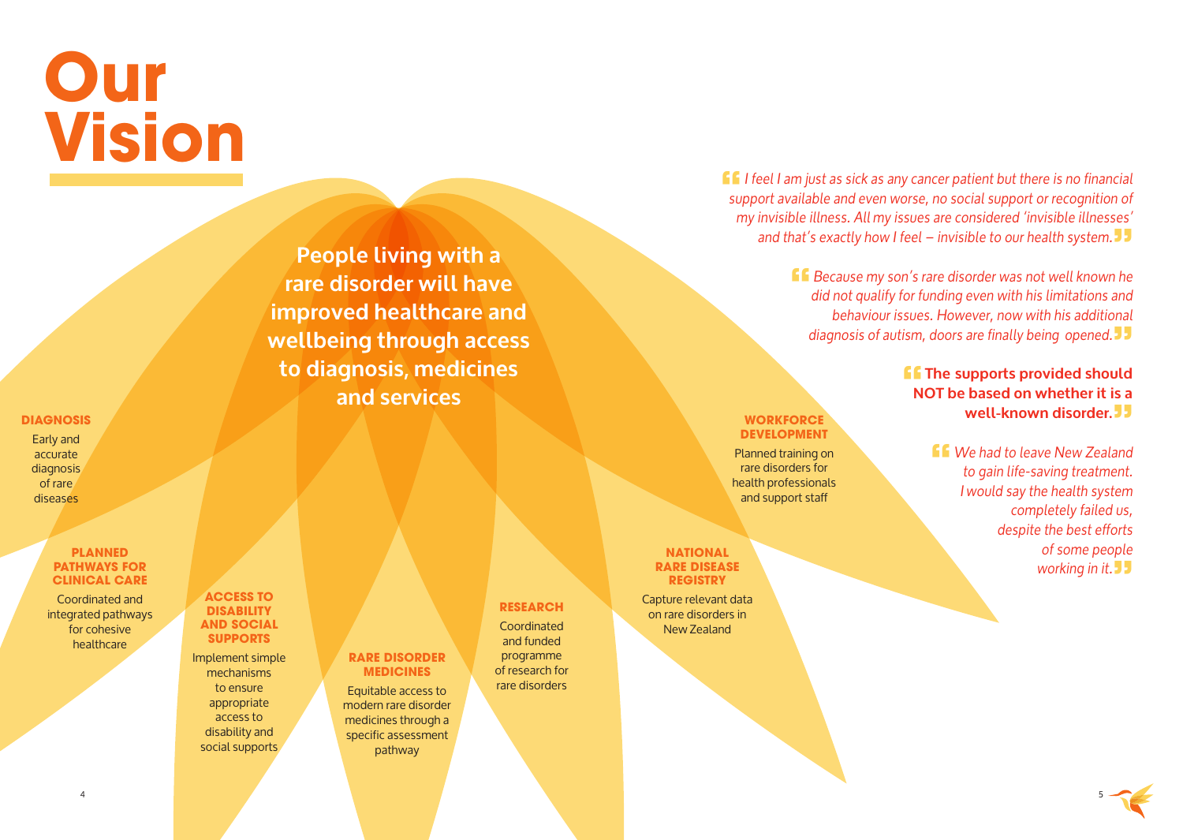# Our Vision

**People living with a rare disorder will have improved healthcare and wellbeing through access to diagnosis, medicines and services**

### DIAGNOSIS

Early and accurate diagnosis of rare diseases

### PLANNED PATHWAYS FOR CLINICAL CARE

Coordinated and integrated pathways for cohesive healthcare

### ACCESS TO DISABILITY AND SOCIAL SUPPORTS

Implement simple mechanisms to ensure appropriate access to disability and social supports

### RARE DISORDER MEDICINES

Equitable access to modern rare disorder medicines through a specific assessment pathway

### RESEARCH

Coordinated and funded programme of research for rare disorders

### NATIONAL RARE DISEASE REGISTRY

Capture relevant data on rare disorders in New Zealand

### WORKFORCE DEVELOPMENT

Planned training on rare disorders for health professionals and support staff

> *"I feel I am just as sick as any cancer patient but there is no financial support available and even worse, no social support or recognition of my invisible illness. All my issues are considered 'invisible illnesses' and that's exactly how I feel – invisible to our health system."*

> *"Because my son's rare disorder was not well known he did not qualify for funding even with his limitations and behaviour issues. However, now with his additional diagnosis of autism, doors are finally being opened."*

> **"The supports provided should NOT be based on whether it is a well-known disorder."**

> *"We had to leave New Zealand to gain life-saving treatment. I would say the health system completely failed us, despite the best efforts of some people working in it."*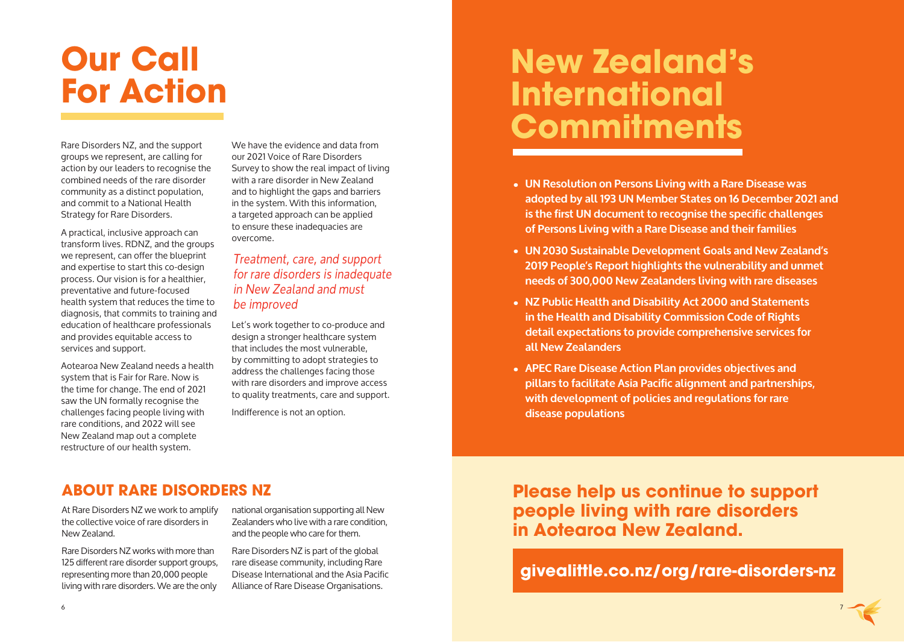# Our Call For Action

Rare Disorders NZ, and the support groups we represent, are calling for action by our leaders to recognise the combined needs of the rare disorder community as a distinct population, and commit to a National Health Strategy for Rare Disorders.

A practical, inclusive approach can transform lives. RDNZ, and the groups we represent, can offer the blueprint and expertise to start this co-design process. Our vision is for a healthier, preventative and future-focused health system that reduces the time to diagnosis, that commits to training and education of healthcare professionals and provides equitable access to services and support.

Aotearoa New Zealand needs a health system that is Fair for Rare. Now is the time for change. The end of 2021 saw the UN formally recognise the challenges facing people living with rare conditions, and 2022 will see New Zealand map out a complete restructure of our health system.

We have the evidence and data from our 2021 Voice of Rare Disorders Survey to show the real impact of living with a rare disorder in New Zealand and to highlight the gaps and barriers in the system. With this information, a targeted approach can be applied to ensure these inadequacies are overcome.

*Treatment, care, and support for rare disorders is inadequate in New Zealand and must be improved*

Let's work together to co-produce and design a stronger healthcare system that includes the most vulnerable, by committing to adopt strategies to address the challenges facing those with rare disorders and improve access to quality treatments, care and support.

Indifference is not an option.

## ABOUT RARE DISORDERS NZ

At Rare Disorders NZ we work to amplify the collective voice of rare disorders in New Zealand.

Rare Disorders NZ works with more than 125 different rare disorder support groups, representing more than 20,000 people living with rare disorders. We are the only national organisation supporting all New Zealanders who live with a rare condition, and the people who care for them.

Rare Disorders NZ is part of the global rare disease community, including Rare Disease International and the Asia Pacific Alliance of Rare Disease Organisations.

# New Zealand's International Commitments

- **UN Resolution on Persons Living with a Rare Disease was adopted by all 193 UN Member States on 16 December 2021 and is the first UN document to recognise the specific challenges of Persons Living with a Rare Disease and their families**
- **UN 2030 Sustainable Development Goals and New Zealand's 2019 People's Report highlights the vulnerability and unmet needs of 300,000 New Zealanders living with rare diseases**
- **NZ Public Health and Disability Act 2000 and Statements in the Health and Disability Commission Code of Rights detail expectations to provide comprehensive services for all New Zealanders**
- **APEC Rare Disease Action Plan provides objectives and pillars to facilitate Asia Pacific alignment and partnerships, with development of policies and regulations for rare disease populations**

## Please help us continue to support people living with rare disorders in Aotearoa New Zealand.

**givealittle.co.nz/org/rare-disorders-nz**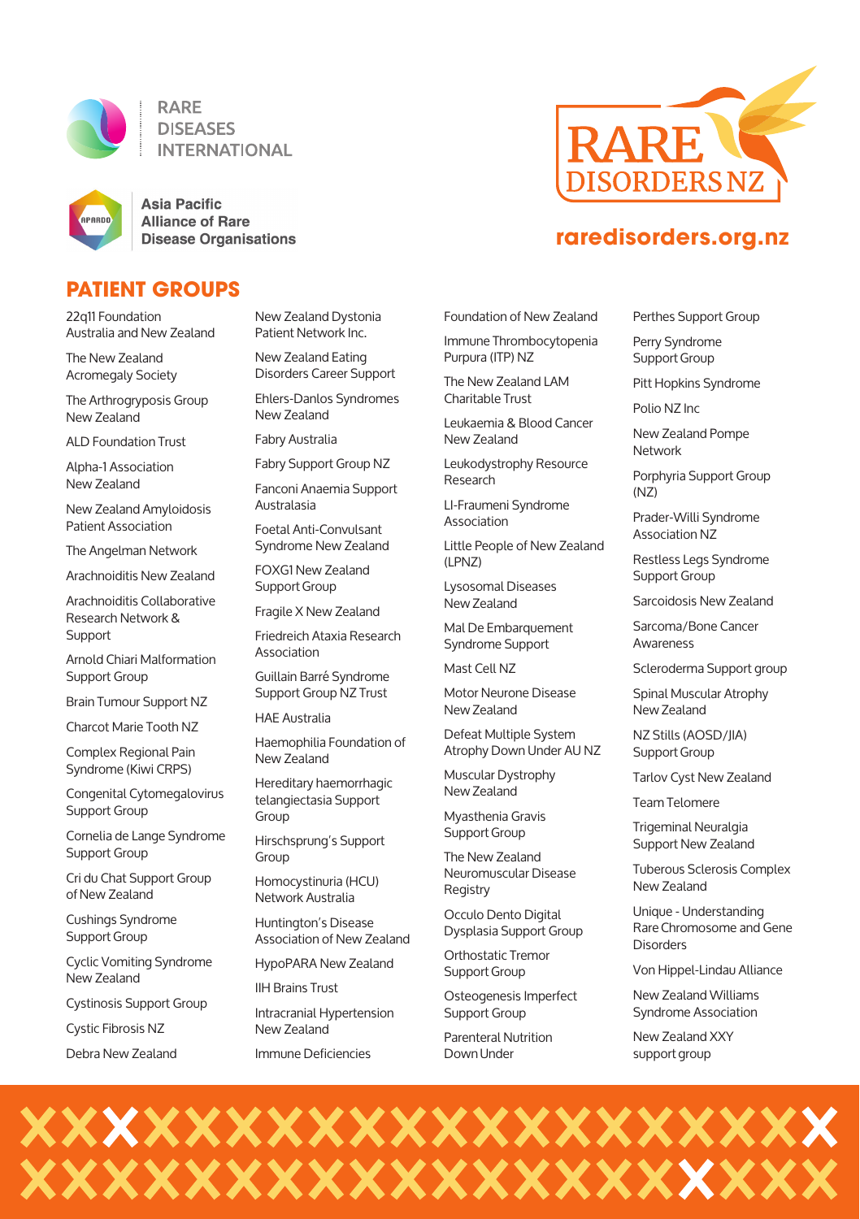RARE DISEASES INTERNATIONAL

Asia Pacific Alliance of Rare Disease Organisations

RARE DISORDERS NZ

raredisorders.org.nz

## PATIENT GROUPS

22q11 Foundation Australia and New Zealand

The New Zealand Acromegaly Society

The Arthrogryposis Group New Zealand

ALD Foundation Trust

Alpha-1 Association New Zealand

New Zealand Amyloidosis Patient Association

The Angelman Network

Arachnoiditis New Zealand

Arachnoiditis Collaborative Research Network & Support

Arnold Chiari Malformation Support Group

Brain Tumour Support NZ

Charcot Marie Tooth NZ

Complex Regional Pain Syndrome (Kiwi CRPS)

Congenital Cytomegalovirus Support Group

Cornelia de Lange Syndrome Support Group

Cri du Chat Support Group of New Zealand

Cushings Syndrome Support Group

Cyclic Vomiting Syndrome New Zealand

Cystinosis Support Group

Cystic Fibrosis NZ

Debra New Zealand

New Zealand Dystonia Patient Network Inc.

New Zealand Eating Disorders Career Support

Ehlers-Danlos Syndromes New Zealand

Fabry Australia

Fabry Support Group NZ

Fanconi Anaemia Support Australasia

Foetal Anti-Convulsant Syndrome New Zealand

FOXG1 New Zealand Support Group

Fragile X New Zealand

Friedreich Ataxia Research Association

Guillain Barré Syndrome Support Group NZ Trust

HAE Australia

Haemophilia Foundation of New Zealand

Hereditary haemorrhagic telangiectasia Support Group

Hirschsprung's Support Group

Homocystinuria (HCU) Network Australia

Huntington's Disease Association of New Zealand

HypoPARA New Zealand

IIH Brains Trust

Intracranial Hypertension New Zealand

Immune Deficiencies Foundation of New Zealand

Immune Thrombocytopenia Purpura (ITP) NZ

The New Zealand LAM Charitable Trust

Leukaemia & Blood Cancer New Zealand

Leukodystrophy Resource Research

LI-Fraumeni Syndrome Association

Little People of New Zealand (LPNZ)

Lysosomal Diseases New Zealand

Mal De Embarquement Syndrome Support

Mast Cell NZ

Motor Neurone Disease New Zealand

Defeat Multiple System Atrophy Down Under AU NZ

Muscular Dystrophy New Zealand

Myasthenia Gravis Support Group

The New Zealand Neuromuscular Disease Registry

Occulo Dento Digital Dysplasia Support Group

Orthostatic Tremor Support Group

Osteogenesis Imperfect Support Group

Parenteral Nutrition Down Under

Perthes Support Group

Perry Syndrome Support Group

Pitt Hopkins Syndrome

Polio NZ Inc

New Zealand Pompe Network

Porphyria Support Group (NZ)

Prader-Willi Syndrome Association NZ

Restless Legs Syndrome Support Group

Sarcoidosis New Zealand

Sarcoma/Bone Cancer Awareness

Scleroderma Support group

Spinal Muscular Atrophy New Zealand

NZ Stills (AOSD/JIA) Support Group

Tarlov Cyst New Zealand

Team Telomere

Trigeminal Neuralgia Support New Zealand

Tuberous Sclerosis Complex New Zealand

Unique - Understanding Rare Chromosome and Gene Disorders

Von Hippel-Lindau Alliance

New Zealand Williams Syndrome Association

New Zealand XXY support group